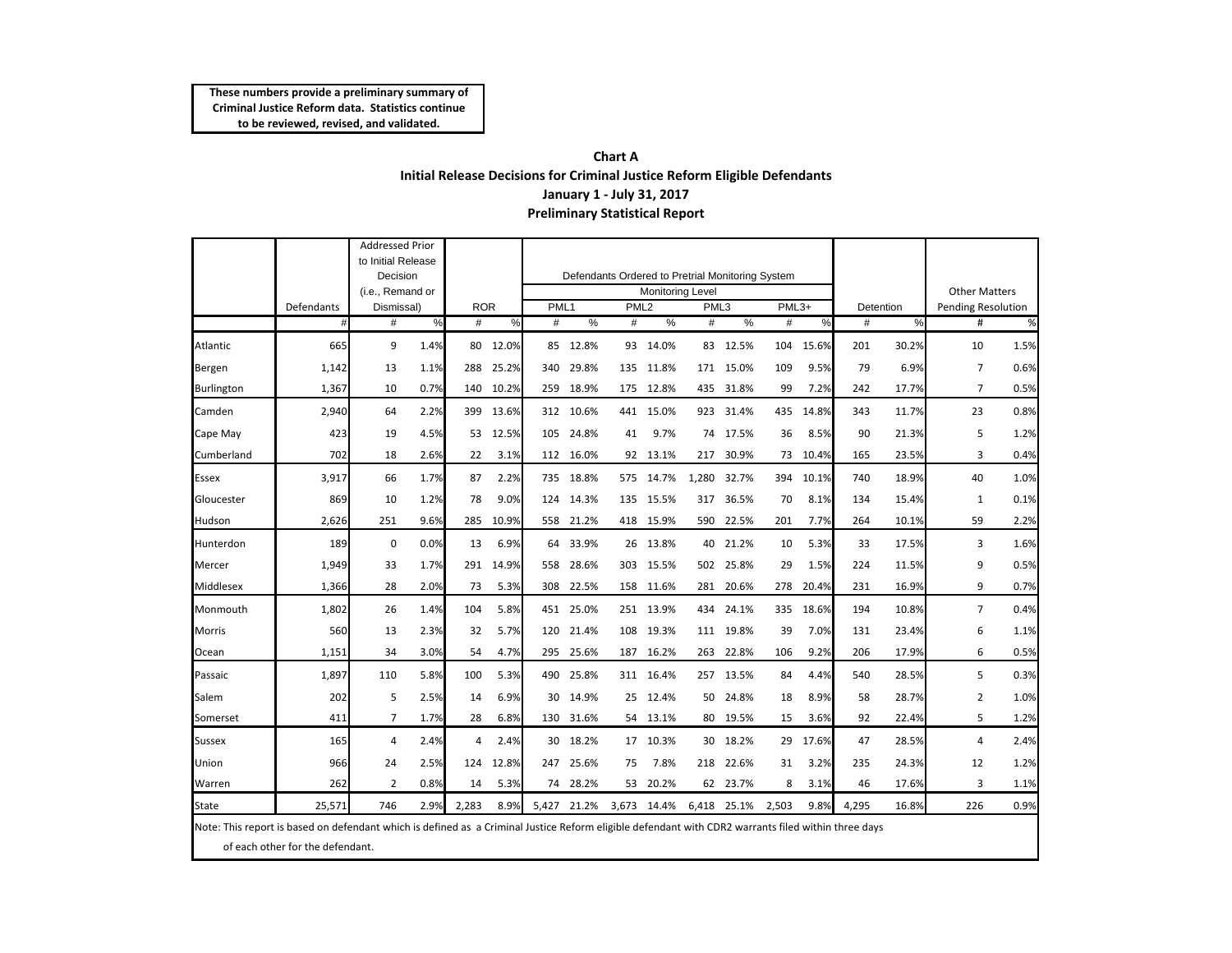**These numbers provide a preliminary summary of Criminal Justice Reform data. Statistics continue to be reviewed, revised, and validated.**

**Chart A**

**Initial Release Decisions for Criminal Justice Reform Eligible Defendants**

**January 1 - July 31, 2017**

**Preliminary Statistical Report**

| | Defendants | Addressed Prior to Initial Release Decision (i.e., Remand or Dismissal) | | ROR | | Defendants Ordered to Pretrial Monitoring System Monitoring Level PML1 | | PML2 | | PML3 | | PML3+ | | Detention | | Other Matters Pending Resolution | |
|---|---|---|---|---|---|---|---|---|---|---|---|---|---|---|---|---|---|
| | # | # | % | # | % | # | % | # | % | # | % | # | % | # | % | # | % |
| Atlantic | 665 | 9 | 1.4% | 80 | 12.0% | 85 | 12.8% | 93 | 14.0% | 83 | 12.5% | 104 | 15.6% | 201 | 30.2% | 10 | 1.5% |
| Bergen | 1,142 | 13 | 1.1% | 288 | 25.2% | 340 | 29.8% | 135 | 11.8% | 171 | 15.0% | 109 | 9.5% | 79 | 6.9% | 7 | 0.6% |
| Burlington | 1,367 | 10 | 0.7% | 140 | 10.2% | 259 | 18.9% | 175 | 12.8% | 435 | 31.8% | 99 | 7.2% | 242 | 17.7% | 7 | 0.5% |
| Camden | 2,940 | 64 | 2.2% | 399 | 13.6% | 312 | 10.6% | 441 | 15.0% | 923 | 31.4% | 435 | 14.8% | 343 | 11.7% | 23 | 0.8% |
| Cape May | 423 | 19 | 4.5% | 53 | 12.5% | 105 | 24.8% | 41 | 9.7% | 74 | 17.5% | 36 | 8.5% | 90 | 21.3% | 5 | 1.2% |
| Cumberland | 702 | 18 | 2.6% | 22 | 3.1% | 112 | 16.0% | 92 | 13.1% | 217 | 30.9% | 73 | 10.4% | 165 | 23.5% | 3 | 0.4% |
| Essex | 3,917 | 66 | 1.7% | 87 | 2.2% | 735 | 18.8% | 575 | 14.7% | 1,280 | 32.7% | 394 | 10.1% | 740 | 18.9% | 40 | 1.0% |
| Gloucester | 869 | 10 | 1.2% | 78 | 9.0% | 124 | 14.3% | 135 | 15.5% | 317 | 36.5% | 70 | 8.1% | 134 | 15.4% | 1 | 0.1% |
| Hudson | 2,626 | 251 | 9.6% | 285 | 10.9% | 558 | 21.2% | 418 | 15.9% | 590 | 22.5% | 201 | 7.7% | 264 | 10.1% | 59 | 2.2% |
| Hunterdon | 189 | 0 | 0.0% | 13 | 6.9% | 64 | 33.9% | 26 | 13.8% | 40 | 21.2% | 10 | 5.3% | 33 | 17.5% | 3 | 1.6% |
| Mercer | 1,949 | 33 | 1.7% | 291 | 14.9% | 558 | 28.6% | 303 | 15.5% | 502 | 25.8% | 29 | 1.5% | 224 | 11.5% | 9 | 0.5% |
| Middlesex | 1,366 | 28 | 2.0% | 73 | 5.3% | 308 | 22.5% | 158 | 11.6% | 281 | 20.6% | 278 | 20.4% | 231 | 16.9% | 9 | 0.7% |
| Monmouth | 1,802 | 26 | 1.4% | 104 | 5.8% | 451 | 25.0% | 251 | 13.9% | 434 | 24.1% | 335 | 18.6% | 194 | 10.8% | 7 | 0.4% |
| Morris | 560 | 13 | 2.3% | 32 | 5.7% | 120 | 21.4% | 108 | 19.3% | 111 | 19.8% | 39 | 7.0% | 131 | 23.4% | 6 | 1.1% |
| Ocean | 1,151 | 34 | 3.0% | 54 | 4.7% | 295 | 25.6% | 187 | 16.2% | 263 | 22.8% | 106 | 9.2% | 206 | 17.9% | 6 | 0.5% |
| Passaic | 1,897 | 110 | 5.8% | 100 | 5.3% | 490 | 25.8% | 311 | 16.4% | 257 | 13.5% | 84 | 4.4% | 540 | 28.5% | 5 | 0.3% |
| Salem | 202 | 5 | 2.5% | 14 | 6.9% | 30 | 14.9% | 25 | 12.4% | 50 | 24.8% | 18 | 8.9% | 58 | 28.7% | 2 | 1.0% |
| Somerset | 411 | 7 | 1.7% | 28 | 6.8% | 130 | 31.6% | 54 | 13.1% | 80 | 19.5% | 15 | 3.6% | 92 | 22.4% | 5 | 1.2% |
| Sussex | 165 | 4 | 2.4% | 4 | 2.4% | 30 | 18.2% | 17 | 10.3% | 30 | 18.2% | 29 | 17.6% | 47 | 28.5% | 4 | 2.4% |
| Union | 966 | 24 | 2.5% | 124 | 12.8% | 247 | 25.6% | 75 | 7.8% | 218 | 22.6% | 31 | 3.2% | 235 | 24.3% | 12 | 1.2% |
| Warren | 262 | 2 | 0.8% | 14 | 5.3% | 74 | 28.2% | 53 | 20.2% | 62 | 23.7% | 8 | 3.1% | 46 | 17.6% | 3 | 1.1% |
| State | 25,571 | 746 | 2.9% | 2,283 | 8.9% | 5,427 | 21.2% | 3,673 | 14.4% | 6,418 | 25.1% | 2,503 | 9.8% | 4,295 | 16.8% | 226 | 0.9% |

Note: This report is based on defendant which is defined as a Criminal Justice Reform eligible defendant with CDR2 warrants filed within three days of each other for the defendant.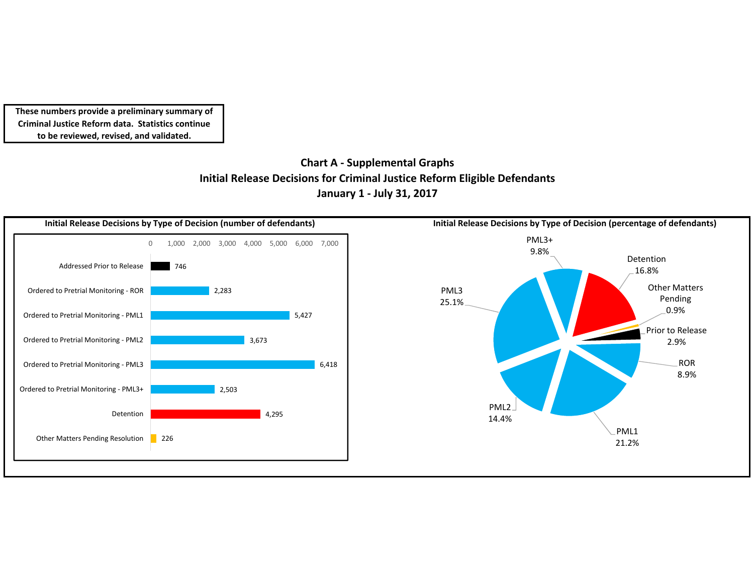**These numbers provide a preliminary summary of Criminal Justice Reform data. Statistics continue to be reviewed, revised, and validated.**

## Chart A - Supplemental Graphs
## Initial Release Decisions for Criminal Justice Reform Eligible Defendants
## January 1 - July 31, 2017

### Initial Release Decisions by Type of Decision (number of defendants)

| Type of Decision | Number of Defendants |
| --- | --- |
| Addressed Prior to Release | 746 |
| Ordered to Pretrial Monitoring - ROR | 2,283 |
| Ordered to Pretrial Monitoring - PML1 | 5,427 |
| Ordered to Pretrial Monitoring - PML2 | 3,673 |
| Ordered to Pretrial Monitoring - PML3 | 6,418 |
| Ordered to Pretrial Monitoring - PML3+ | 2,503 |
| Detention | 4,295 |
| Other Matters Pending Resolution | 226 |

### Initial Release Decisions by Type of Decision (percentage of defendants)

| Type of Decision | Percentage |
| --- | --- |
| PML3+ | 9.8% |
| Detention | 16.8% |
| Other Matters Pending | 0.9% |
| Prior to Release | 2.9% |
| ROR | 8.9% |
| PML1 | 21.2% |
| PML2 | 14.4% |
| PML3 | 25.1% |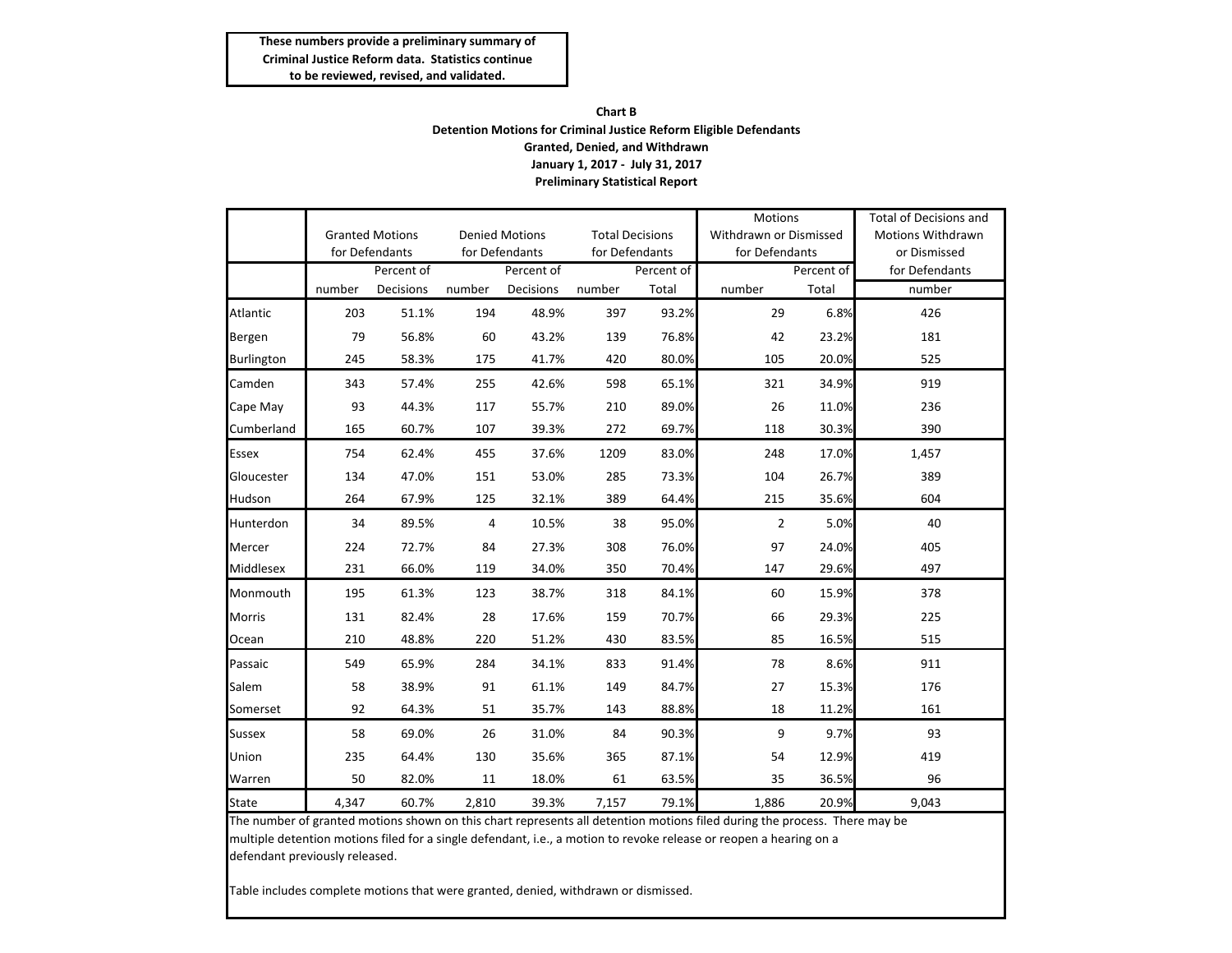**These numbers provide a preliminary summary of Criminal Justice Reform data. Statistics continue to be reviewed, revised, and validated.**

**Chart B**
**Detention Motions for Criminal Justice Reform Eligible Defendants**
**Granted, Denied, and Withdrawn**
**January 1, 2017 - July 31, 2017**
**Preliminary Statistical Report**

| | Granted Motions for Defendants | | Denied Motions for Defendants | | Total Decisions for Defendants | | Motions Withdrawn or Dismissed for Defendants | | Total of Decisions and Motions Withdrawn or Dismissed for Defendants |
|---|---|---|---|---|---|---|---|---|---|
| | number | Percent of Decisions | number | Percent of Decisions | number | Percent of Total | number | Percent of Total | number |
| Atlantic | 203 | 51.1% | 194 | 48.9% | 397 | 93.2% | 29 | 6.8% | 426 |
| Bergen | 79 | 56.8% | 60 | 43.2% | 139 | 76.8% | 42 | 23.2% | 181 |
| Burlington | 245 | 58.3% | 175 | 41.7% | 420 | 80.0% | 105 | 20.0% | 525 |
| Camden | 343 | 57.4% | 255 | 42.6% | 598 | 65.1% | 321 | 34.9% | 919 |
| Cape May | 93 | 44.3% | 117 | 55.7% | 210 | 89.0% | 26 | 11.0% | 236 |
| Cumberland | 165 | 60.7% | 107 | 39.3% | 272 | 69.7% | 118 | 30.3% | 390 |
| Essex | 754 | 62.4% | 455 | 37.6% | 1209 | 83.0% | 248 | 17.0% | 1,457 |
| Gloucester | 134 | 47.0% | 151 | 53.0% | 285 | 73.3% | 104 | 26.7% | 389 |
| Hudson | 264 | 67.9% | 125 | 32.1% | 389 | 64.4% | 215 | 35.6% | 604 |
| Hunterdon | 34 | 89.5% | 4 | 10.5% | 38 | 95.0% | 2 | 5.0% | 40 |
| Mercer | 224 | 72.7% | 84 | 27.3% | 308 | 76.0% | 97 | 24.0% | 405 |
| Middlesex | 231 | 66.0% | 119 | 34.0% | 350 | 70.4% | 147 | 29.6% | 497 |
| Monmouth | 195 | 61.3% | 123 | 38.7% | 318 | 84.1% | 60 | 15.9% | 378 |
| Morris | 131 | 82.4% | 28 | 17.6% | 159 | 70.7% | 66 | 29.3% | 225 |
| Ocean | 210 | 48.8% | 220 | 51.2% | 430 | 83.5% | 85 | 16.5% | 515 |
| Passaic | 549 | 65.9% | 284 | 34.1% | 833 | 91.4% | 78 | 8.6% | 911 |
| Salem | 58 | 38.9% | 91 | 61.1% | 149 | 84.7% | 27 | 15.3% | 176 |
| Somerset | 92 | 64.3% | 51 | 35.7% | 143 | 88.8% | 18 | 11.2% | 161 |
| Sussex | 58 | 69.0% | 26 | 31.0% | 84 | 90.3% | 9 | 9.7% | 93 |
| Union | 235 | 64.4% | 130 | 35.6% | 365 | 87.1% | 54 | 12.9% | 419 |
| Warren | 50 | 82.0% | 11 | 18.0% | 61 | 63.5% | 35 | 36.5% | 96 |
| State | 4,347 | 60.7% | 2,810 | 39.3% | 7,157 | 79.1% | 1,886 | 20.9% | 9,043 |

The number of granted motions shown on this chart represents all detention motions filed during the process. There may be multiple detention motions filed for a single defendant, i.e., a motion to revoke release or reopen a hearing on a defendant previously released.

Table includes complete motions that were granted, denied, withdrawn or dismissed.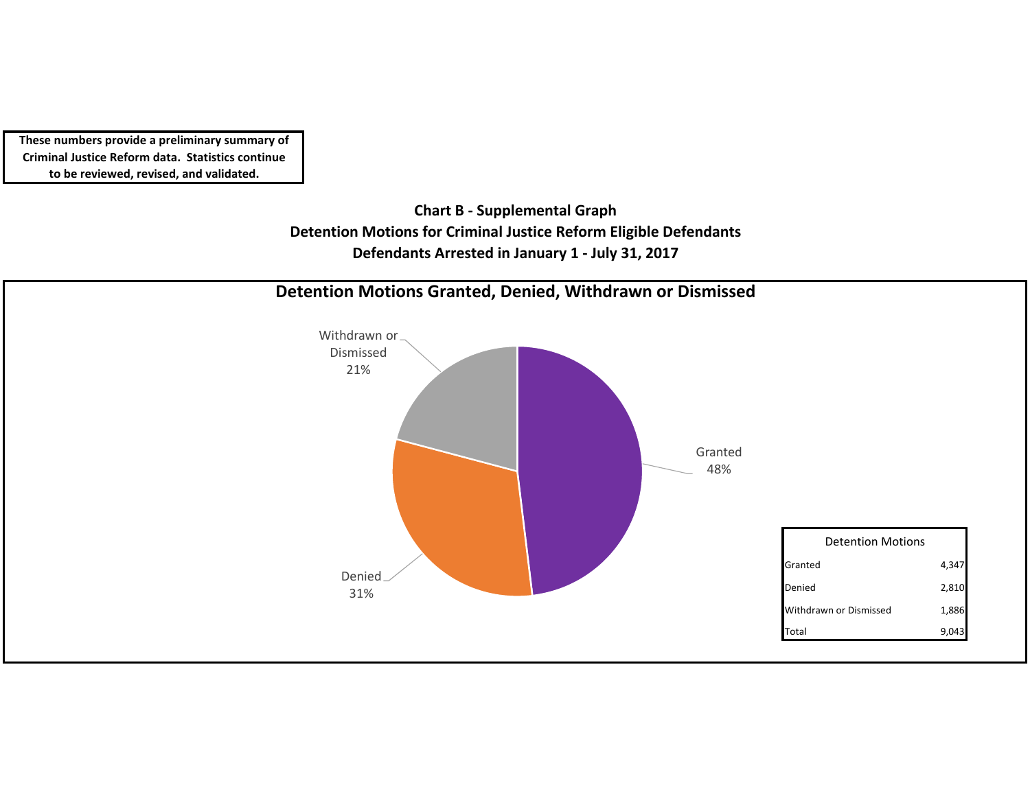**These numbers provide a preliminary summary of Criminal Justice Reform data. Statistics continue to be reviewed, revised, and validated.**

## Chart B - Supplemental Graph
## Detention Motions for Criminal Justice Reform Eligible Defendants
## Defendants Arrested in January 1 - July 31, 2017

### Detention Motions Granted, Denied, Withdrawn or Dismissed

Withdrawn or Dismissed 21%

Granted 48%

Denied 31%

| Detention Motions | |
|---|---|
| Granted | 4,347 |
| Denied | 2,810 |
| Withdrawn or Dismissed | 1,886 |
| Total | 9,043 |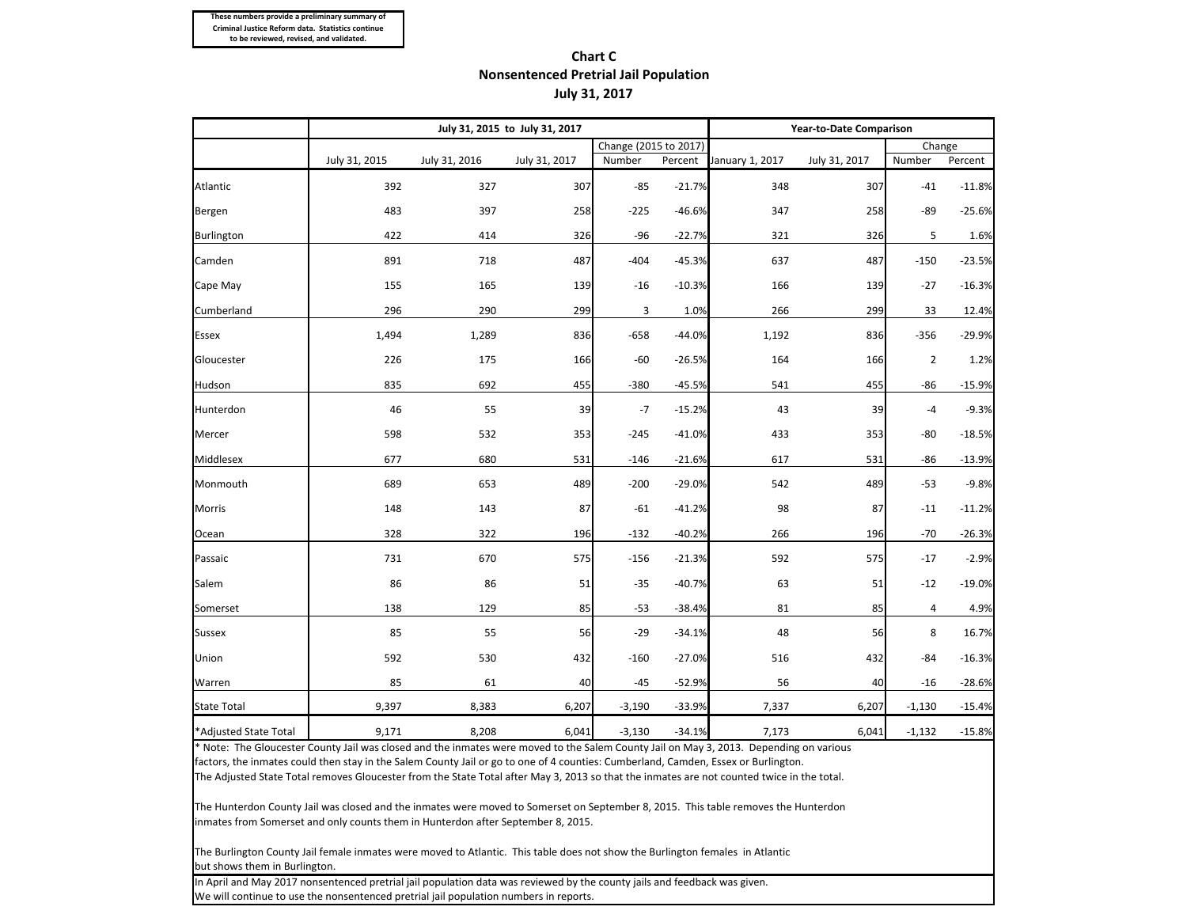These numbers provide a preliminary summary of Criminal Justice Reform data. Statistics continue to be reviewed, revised, and validated.

## Chart C
## Nonsentenced Pretrial Jail Population
## July 31, 2017

| | July 31, 2015 to July 31, 2017 | | | | | Year-to-Date Comparison | | | |
|---|---|---|---|---|---|---|---|---|---|
| | | | | Change (2015 to 2017) | | | | Change | |
| | July 31, 2015 | July 31, 2016 | July 31, 2017 | Number | Percent | January 1, 2017 | July 31, 2017 | Number | Percent |
| Atlantic | 392 | 327 | 307 | -85 | -21.7% | 348 | 307 | -41 | -11.8% |
| Bergen | 483 | 397 | 258 | -225 | -46.6% | 347 | 258 | -89 | -25.6% |
| Burlington | 422 | 414 | 326 | -96 | -22.7% | 321 | 326 | 5 | 1.6% |
| Camden | 891 | 718 | 487 | -404 | -45.3% | 637 | 487 | -150 | -23.5% |
| Cape May | 155 | 165 | 139 | -16 | -10.3% | 166 | 139 | -27 | -16.3% |
| Cumberland | 296 | 290 | 299 | 3 | 1.0% | 266 | 299 | 33 | 12.4% |
| Essex | 1,494 | 1,289 | 836 | -658 | -44.0% | 1,192 | 836 | -356 | -29.9% |
| Gloucester | 226 | 175 | 166 | -60 | -26.5% | 164 | 166 | 2 | 1.2% |
| Hudson | 835 | 692 | 455 | -380 | -45.5% | 541 | 455 | -86 | -15.9% |
| Hunterdon | 46 | 55 | 39 | -7 | -15.2% | 43 | 39 | -4 | -9.3% |
| Mercer | 598 | 532 | 353 | -245 | -41.0% | 433 | 353 | -80 | -18.5% |
| Middlesex | 677 | 680 | 531 | -146 | -21.6% | 617 | 531 | -86 | -13.9% |
| Monmouth | 689 | 653 | 489 | -200 | -29.0% | 542 | 489 | -53 | -9.8% |
| Morris | 148 | 143 | 87 | -61 | -41.2% | 98 | 87 | -11 | -11.2% |
| Ocean | 328 | 322 | 196 | -132 | -40.2% | 266 | 196 | -70 | -26.3% |
| Passaic | 731 | 670 | 575 | -156 | -21.3% | 592 | 575 | -17 | -2.9% |
| Salem | 86 | 86 | 51 | -35 | -40.7% | 63 | 51 | -12 | -19.0% |
| Somerset | 138 | 129 | 85 | -53 | -38.4% | 81 | 85 | 4 | 4.9% |
| Sussex | 85 | 55 | 56 | -29 | -34.1% | 48 | 56 | 8 | 16.7% |
| Union | 592 | 530 | 432 | -160 | -27.0% | 516 | 432 | -84 | -16.3% |
| Warren | 85 | 61 | 40 | -45 | -52.9% | 56 | 40 | -16 | -28.6% |
| State Total | 9,397 | 8,383 | 6,207 | -3,190 | -33.9% | 7,337 | 6,207 | -1,130 | -15.4% |
| *Adjusted State Total | 9,171 | 8,208 | 6,041 | -3,130 | -34.1% | 7,173 | 6,041 | -1,132 | -15.8% |

* Note: The Gloucester County Jail was closed and the inmates were moved to the Salem County Jail on May 3, 2013. Depending on various factors, the inmates could then stay in the Salem County Jail or go to one of 4 counties: Cumberland, Camden, Essex or Burlington. The Adjusted State Total removes Gloucester from the State Total after May 3, 2013 so that the inmates are not counted twice in the total.

The Hunterdon County Jail was closed and the inmates were moved to Somerset on September 8, 2015. This table removes the Hunterdon inmates from Somerset and only counts them in Hunterdon after September 8, 2015.

The Burlington County Jail female inmates were moved to Atlantic. This table does not show the Burlington females in Atlantic but shows them in Burlington.

In April and May 2017 nonsentenced pretrial jail population data was reviewed by the county jails and feedback was given. We will continue to use the nonsentenced pretrial jail population numbers in reports.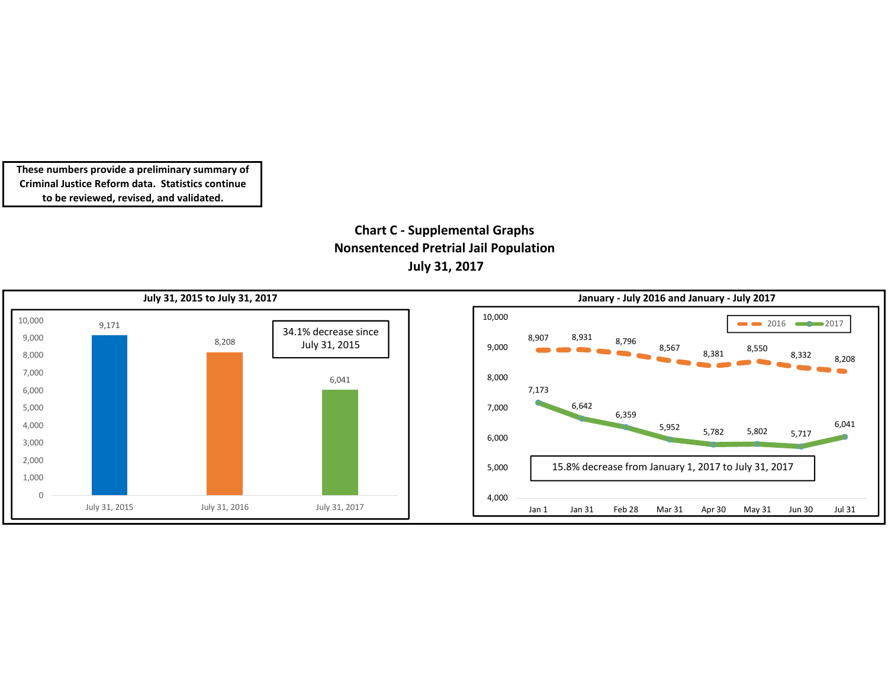**These numbers provide a preliminary summary of Criminal Justice Reform data. Statistics continue to be reviewed, revised, and validated.**

## Chart C - Supplemental Graphs
## Nonsentenced Pretrial Jail Population
## July 31, 2017

### July 31, 2015 to July 31, 2017

10,000
9,000
8,000
7,000
6,000
5,000
4,000
3,000
2,000
1,000
0

9,171
8,208
6,041

July 31, 2015
July 31, 2016
July 31, 2017

34.1% decrease since July 31, 2015

### January - July 2016 and January - July 2017

2016
2017

10,000
9,000
8,000
7,000
6,000
5,000
4,000

8,907
8,931
8,796
8,567
8,381
8,550
8,332
8,208

7,173
6,642
6,359
5,952
5,782
5,802
5,717
6,041

Jan 1
Jan 31
Feb 28
Mar 31
Apr 30
May 31
Jun 30
Jul 31

15.8% decrease from January 1, 2017 to July 31, 2017